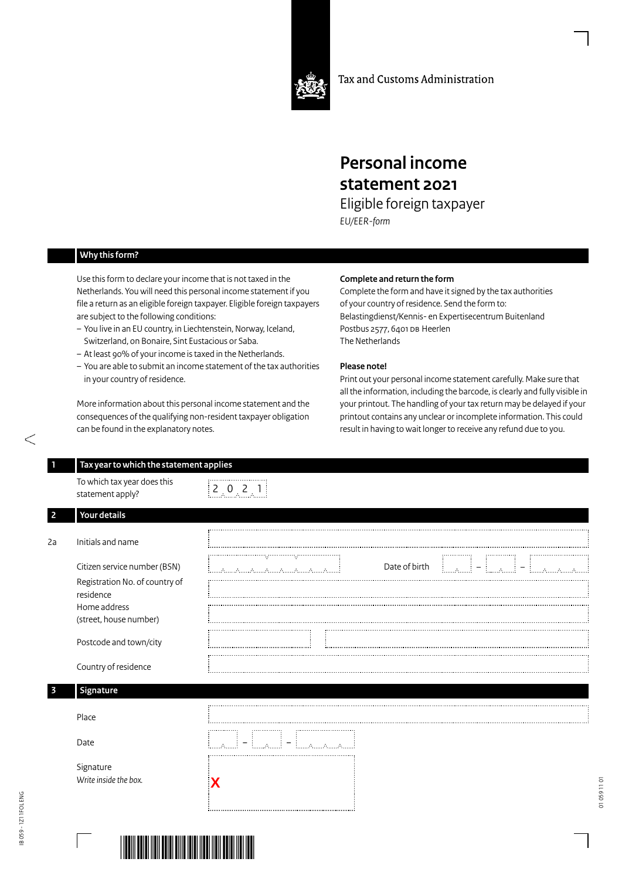Tax and Customs Administration

# Personal income statement 2021

## Eligible foreign taxpayer

*EU/EER-form*

### Why this form?

Use this form to declare your income that is not taxed in the Netherlands. You will need this personal income statement if you file a return as an eligible foreign taxpayer. Eligible foreign taxpayers are subject to the following conditions:

- You live in an EU country, in Liechtenstein, Norway, Iceland, Switzerland, on Bonaire, Sint Eustacious or Saba.
- At least 90% of your income is taxed in the Netherlands.
- You are able to submit an income statement of the tax authorities in your country of residence.

More information about this personal income statement and the consequences of the qualifying non-resident taxpayer obligation can be found in the explanatory notes.

**Complete and return the form**

Complete the form and have it signed by the tax authorities of your country of residence. Send the form to:
Belastingdienst/Kennis- en Expertisecentrum Buitenland
Postbus 2577, 6401 DB Heerlen
The Netherlands

**Please note!**

Print out your personal income statement carefully. Make sure that all the information, including the barcode, is clearly and fully visible in your printout. The handling of your tax return may be delayed if your printout contains any unclear or incomplete information. This could result in having to wait longer to receive any refund due to you.

### 1 Tax year to which the statement applies

To which tax year does this statement apply? 2021

### 2 Your details

2a Initials and name

Citizen service number (BSN)

Date of birth \_\_ – \_\_ – \_\_\_\_

Registration No. of country of residence

Home address (street, house number)

Postcode and town/city

Country of residence

### 3 Signature

Place

Date \_\_ – \_\_ – \_\_\_\_

Signature
*Write inside the box.*

X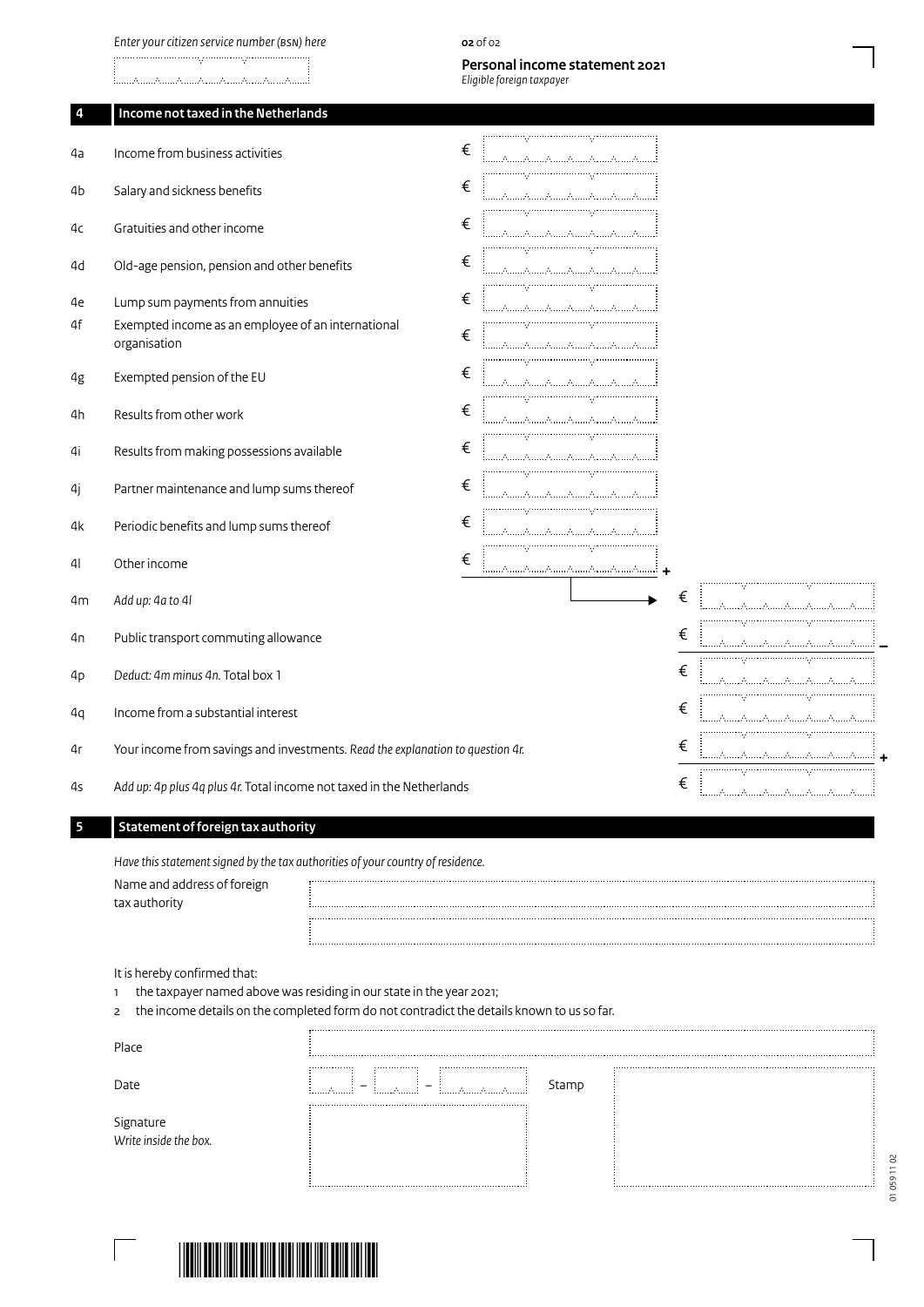Enter your citizen service number (BSN) here

**Personal income statement 2021**
*Eligible foreign taxpayer*

## 4 Income not taxed in the Netherlands

| | | | |
|---|---|---|---|
| 4a | Income from business activities | € | |
| 4b | Salary and sickness benefits | € | |
| 4c | Gratuities and other income | € | |
| 4d | Old-age pension, pension and other benefits | € | |
| 4e | Lump sum payments from annuities | € | |
| 4f | Exempted income as an employee of an international organisation | € | |
| 4g | Exempted pension of the EU | € | |
| 4h | Results from other work | € | |
| 4i | Results from making possessions available | € | |
| 4j | Partner maintenance and lump sums thereof | € | |
| 4k | Periodic benefits and lump sums thereof | € | |
| 4l | Other income | € + | |
| 4m | *Add up: 4a to 4l* | | € |
| 4n | Public transport commuting allowance | | € – |
| 4p | *Deduct: 4m minus 4n.* Total box 1 | | € |
| 4q | Income from a substantial interest | | € |
| 4r | Your income from savings and investments. *Read the explanation to question 4r.* | | € + |
| 4s | *Add up: 4p plus 4q plus 4r.* Total income not taxed in the Netherlands | | € |

## 5 Statement of foreign tax authority

*Have this statement signed by the tax authorities of your country of residence.*

Name and address of foreign tax authority

It is hereby confirmed that:

1. the taxpayer named above was residing in our state in the year 2021;
2. the income details on the completed form do not contradict the details known to us so far.

Place

Date – – Stamp

Signature
*Write inside the box.*